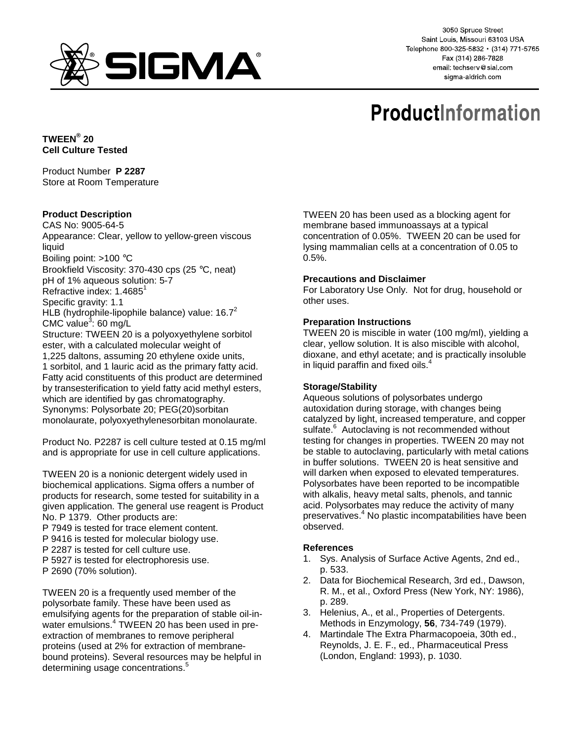3050 Spruce Street
Saint Louis, Missouri 63103 USA
Telephone 800-325-5832 • (314) 771-5765
Fax (314) 286-7828
email: techserv@sial.com
sigma-aldrich.com

# ProductInformation

**TWEEN® 20**
**Cell Culture Tested**

Product Number **P 2287**
Store at Room Temperature

### Product Description

CAS No: 9005-64-5
Appearance: Clear, yellow to yellow-green viscous liquid
Boiling point: >100 °C
Brookfield Viscosity: 370-430 cps (25 °C, neat)
pH of 1% aqueous solution: 5-7
Refractive index: 1.4685[1]
Specific gravity: 1.1
HLB (hydrophile-lipophile balance) value: 16.7[2]
CMC value[3]: 60 mg/L
Structure: TWEEN 20 is a polyoxyethylene sorbitol ester, with a calculated molecular weight of 1,225 daltons, assuming 20 ethylene oxide units, 1 sorbitol, and 1 lauric acid as the primary fatty acid. Fatty acid constituents of this product are determined by transesterification to yield fatty acid methyl esters, which are identified by gas chromatography.
Synonyms: Polysorbate 20; PEG(20)sorbitan monolaurate, polyoxyethylenesorbitan monolaurate.

Product No. P2287 is cell culture tested at 0.15 mg/ml and is appropriate for use in cell culture applications.

TWEEN 20 is a nonionic detergent widely used in biochemical applications. Sigma offers a number of products for research, some tested for suitability in a given application. The general use reagent is Product No. P 1379. Other products are:
P 7949 is tested for trace element content.
P 9416 is tested for molecular biology use.
P 2287 is tested for cell culture use.
P 5927 is tested for electrophoresis use.
P 2690 (70% solution).

TWEEN 20 is a frequently used member of the polysorbate family. These have been used as emulsifying agents for the preparation of stable oil-in-water emulsions.[4] TWEEN 20 has been used in pre-extraction of membranes to remove peripheral proteins (used at 2% for extraction of membrane-bound proteins). Several resources may be helpful in determining usage concentrations.[5]

TWEEN 20 has been used as a blocking agent for membrane based immunoassays at a typical concentration of 0.05%. TWEEN 20 can be used for lysing mammalian cells at a concentration of 0.05 to 0.5%.

### Precautions and Disclaimer

For Laboratory Use Only. Not for drug, household or other uses.

### Preparation Instructions

TWEEN 20 is miscible in water (100 mg/ml), yielding a clear, yellow solution. It is also miscible with alcohol, dioxane, and ethyl acetate; and is practically insoluble in liquid paraffin and fixed oils.[4]

### Storage/Stability

Aqueous solutions of polysorbates undergo autoxidation during storage, with changes being catalyzed by light, increased temperature, and copper sulfate.[6] Autoclaving is not recommended without testing for changes in properties. TWEEN 20 may not be stable to autoclaving, particularly with metal cations in buffer solutions. TWEEN 20 is heat sensitive and will darken when exposed to elevated temperatures. Polysorbates have been reported to be incompatible with alkalis, heavy metal salts, phenols, and tannic acid. Polysorbates may reduce the activity of many preservatives.[4] No plastic incompatabilities have been observed.

### References

1. Sys. Analysis of Surface Active Agents, 2nd ed., p. 533.
2. Data for Biochemical Research, 3rd ed., Dawson, R. M., et al., Oxford Press (New York, NY: 1986), p. 289.
3. Helenius, A., et al., Properties of Detergents. Methods in Enzymology, **56**, 734-749 (1979).
4. Martindale The Extra Pharmacopoeia, 30th ed., Reynolds, J. E. F., ed., Pharmaceutical Press (London, England: 1993), p. 1030.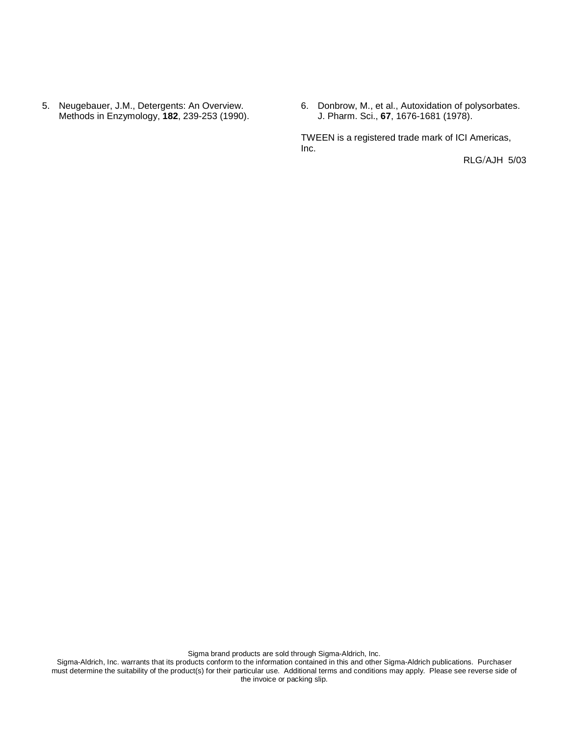5. Neugebauer, J.M., Detergents: An Overview. Methods in Enzymology, **182**, 239-253 (1990).

6. Donbrow, M., et al., Autoxidation of polysorbates. J. Pharm. Sci., **67**, 1676-1681 (1978).

TWEEN is a registered trade mark of ICI Americas, Inc.

RLG/AJH 5/03

Sigma brand products are sold through Sigma-Aldrich, Inc.
Sigma-Aldrich, Inc. warrants that its products conform to the information contained in this and other Sigma-Aldrich publications. Purchaser must determine the suitability of the product(s) for their particular use. Additional terms and conditions may apply. Please see reverse side of the invoice or packing slip.